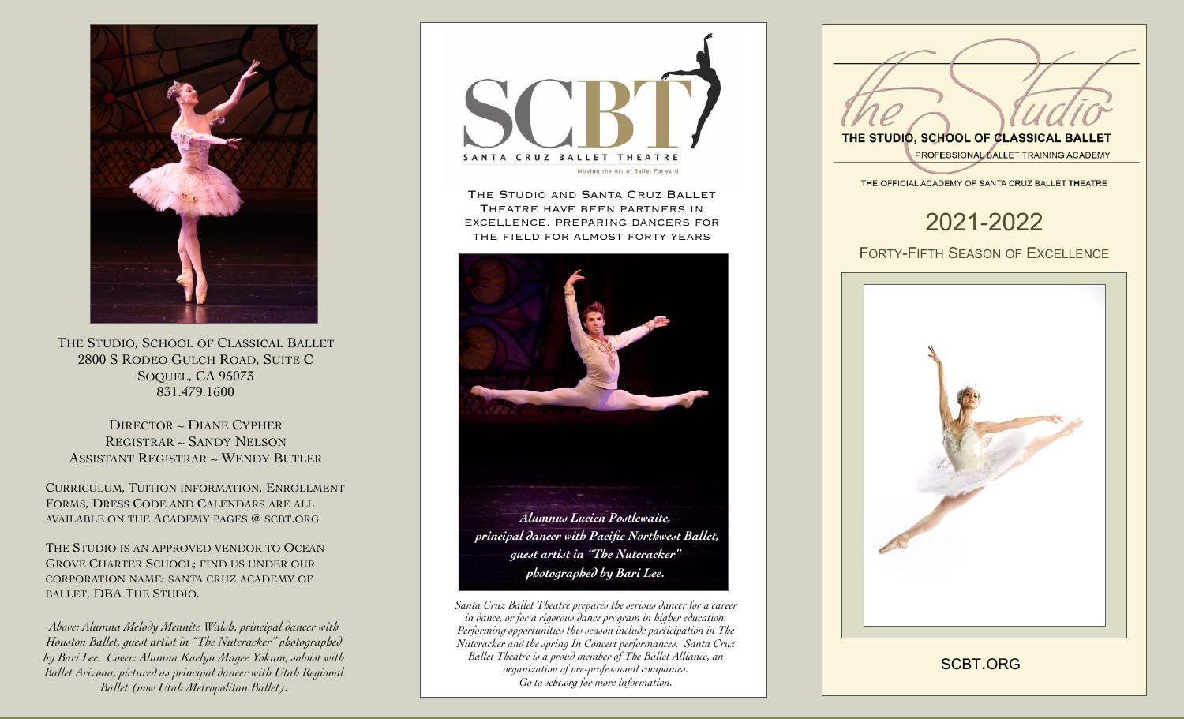The Studio, School of Classical Ballet
2800 S Rodeo Gulch Road, Suite C
Soquel, CA 95073
831.479.1600

Director ~ Diane Cypher
Registrar ~ Sandy Nelson
Assistant Registrar ~ Wendy Butler

Curriculum, Tuition Information, Enrollment Forms, Dress Code and Calendars are all available on the Academy pages @ scbt.org

The Studio is an approved vendor to Ocean Grove Charter School; find us under our corporation name: Santa Cruz Academy of Ballet, DBA The Studio.

*Above: Alumna Melody Mennite Walsh, principal dancer with Houston Ballet, guest artist in "The Nutcracker" photographed by Bari Lee. Cover: Alumna Kaelyn Magee Yokum, soloist with Ballet Arizona, pictured as principal dancer with Utah Regional Ballet (now Utah Metropolitan Ballet).*

# SCBT
SANTA CRUZ BALLET THEATRE
Moving the Art of Ballet Forward

The Studio and Santa Cruz Ballet Theatre have been partners in excellence, preparing dancers for the field for almost forty years

***Alumnus Lucien Postlewaite, principal dancer with Pacific Northwest Ballet, guest artist in "The Nutcracker" photographed by Bari Lee.***

*Santa Cruz Ballet Theatre prepares the serious dancer for a career in dance, or for a rigorous dance program in higher education. Performing opportunities this season include participation in The Nutcracker and the spring In Concert performances. Santa Cruz Ballet Theatre is a proud member of The Ballet Alliance, an organization of pre-professional companies. Go to scbt.org for more information.*

# the Studio
THE STUDIO, SCHOOL OF CLASSICAL BALLET
PROFESSIONAL BALLET TRAINING ACADEMY

THE OFFICIAL ACADEMY OF SANTA CRUZ BALLET THEATRE

## 2021-2022
Forty-Fifth Season of Excellence

SCBT.ORG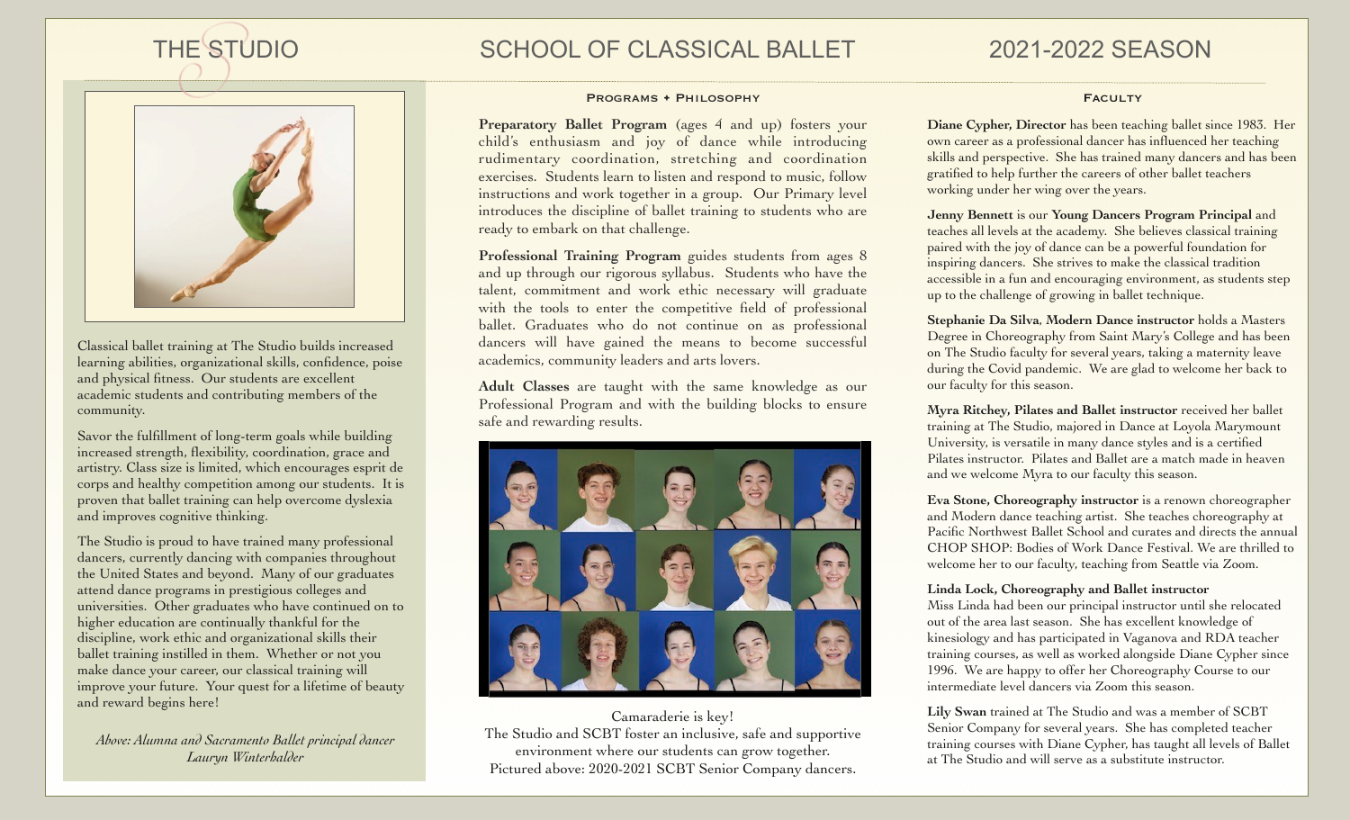# THE STUDIO

# SCHOOL OF CLASSICAL BALLET

# 2021-2022 SEASON

Classical ballet training at The Studio builds increased learning abilities, organizational skills, confidence, poise and physical fitness. Our students are excellent academic students and contributing members of the community.

Savor the fulfillment of long-term goals while building increased strength, flexibility, coordination, grace and artistry. Class size is limited, which encourages esprit de corps and healthy competition among our students. It is proven that ballet training can help overcome dyslexia and improves cognitive thinking.

The Studio is proud to have trained many professional dancers, currently dancing with companies throughout the United States and beyond. Many of our graduates attend dance programs in prestigious colleges and universities. Other graduates who have continued on to higher education are continually thankful for the discipline, work ethic and organizational skills their ballet training instilled in them. Whether or not you make dance your career, our classical training will improve your future. Your quest for a lifetime of beauty and reward begins here!

*Above: Alumna and Sacramento Ballet principal dancer Lauryn Winterhalder*

## Programs ✦ Philosophy

**Preparatory Ballet Program** (ages 4 and up) fosters your child's enthusiasm and joy of dance while introducing rudimentary coordination, stretching and coordination exercises. Students learn to listen and respond to music, follow instructions and work together in a group. Our Primary level introduces the discipline of ballet training to students who are ready to embark on that challenge.

**Professional Training Program** guides students from ages 8 and up through our rigorous syllabus. Students who have the talent, commitment and work ethic necessary will graduate with the tools to enter the competitive field of professional ballet. Graduates who do not continue on as professional dancers will have gained the means to become successful academics, community leaders and arts lovers.

**Adult Classes** are taught with the same knowledge as our Professional Program and with the building blocks to ensure safe and rewarding results.

Camaraderie is key!
The Studio and SCBT foster an inclusive, safe and supportive environment where our students can grow together.
Pictured above: 2020-2021 SCBT Senior Company dancers.

## Faculty

**Diane Cypher, Director** has been teaching ballet since 1983. Her own career as a professional dancer has influenced her teaching skills and perspective. She has trained many dancers and has been gratified to help further the careers of other ballet teachers working under her wing over the years.

**Jenny Bennett** is our **Young Dancers Program Principal** and teaches all levels at the academy. She believes classical training paired with the joy of dance can be a powerful foundation for inspiring dancers. She strives to make the classical tradition accessible in a fun and encouraging environment, as students step up to the challenge of growing in ballet technique.

**Stephanie Da Silva**, **Modern Dance instructor** holds a Masters Degree in Choreography from Saint Mary's College and has been on The Studio faculty for several years, taking a maternity leave during the Covid pandemic. We are glad to welcome her back to our faculty for this season.

**Myra Ritchey, Pilates and Ballet instructor** received her ballet training at The Studio, majored in Dance at Loyola Marymount University, is versatile in many dance styles and is a certified Pilates instructor. Pilates and Ballet are a match made in heaven and we welcome Myra to our faculty this season.

**Eva Stone, Choreography instructor** is a renown choreographer and Modern dance teaching artist. She teaches choreography at Pacific Northwest Ballet School and curates and directs the annual CHOP SHOP: Bodies of Work Dance Festival. We are thrilled to welcome her to our faculty, teaching from Seattle via Zoom.

**Linda Lock, Choreography and Ballet instructor**
Miss Linda had been our principal instructor until she relocated out of the area last season. She has excellent knowledge of kinesiology and has participated in Vaganova and RDA teacher training courses, as well as worked alongside Diane Cypher since 1996. We are happy to offer her Choreography Course to our intermediate level dancers via Zoom this season.

**Lily Swan** trained at The Studio and was a member of SCBT Senior Company for several years. She has completed teacher training courses with Diane Cypher, has taught all levels of Ballet at The Studio and will serve as a substitute instructor.